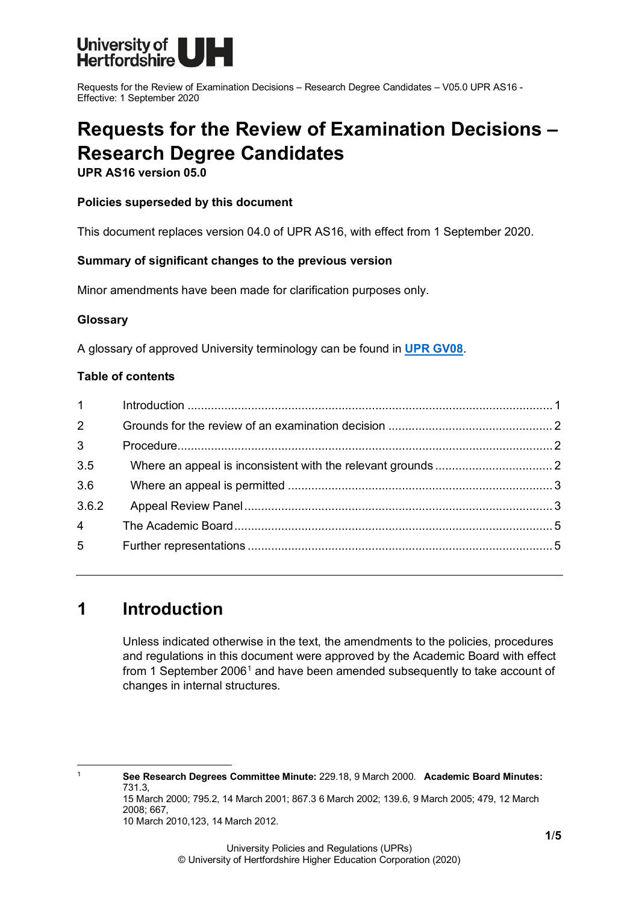University of Hertfordshire UH

Requests for the Review of Examination Decisions – Research Degree Candidates – V05.0 UPR AS16 - Effective: 1 September 2020

# Requests for the Review of Examination Decisions – Research Degree Candidates

**UPR AS16 version 05.0**

**Policies superseded by this document**

This document replaces version 04.0 of UPR AS16, with effect from 1 September 2020.

**Summary of significant changes to the previous version**

Minor amendments have been made for clarification purposes only.

**Glossary**

A glossary of approved University terminology can be found in **UPR GV08**.

**Table of contents**

| | | |
|---|---|---|
| 1 | Introduction | 1 |
| 2 | Grounds for the review of an examination decision | 2 |
| 3 | Procedure | 2 |
| 3.5 | Where an appeal is inconsistent with the relevant grounds | 2 |
| 3.6 | Where an appeal is permitted | 3 |
| 3.6.2 | Appeal Review Panel | 3 |
| 4 | The Academic Board | 5 |
| 5 | Further representations | 5 |

## 1 Introduction

Unless indicated otherwise in the text, the amendments to the policies, procedures and regulations in this document were approved by the Academic Board with effect from 1 September 2006[1] and have been amended subsequently to take account of changes in internal structures.

[1] **See Research Degrees Committee Minute:** 229.18, 9 March 2000. **Academic Board Minutes:** 731.3, 15 March 2000; 795.2, 14 March 2001; 867.3 6 March 2002; 139.6, 9 March 2005; 479, 12 March 2008; 667, 10 March 2010,123, 14 March 2012.

University Policies and Regulations (UPRs)
© University of Hertfordshire Higher Education Corporation (2020)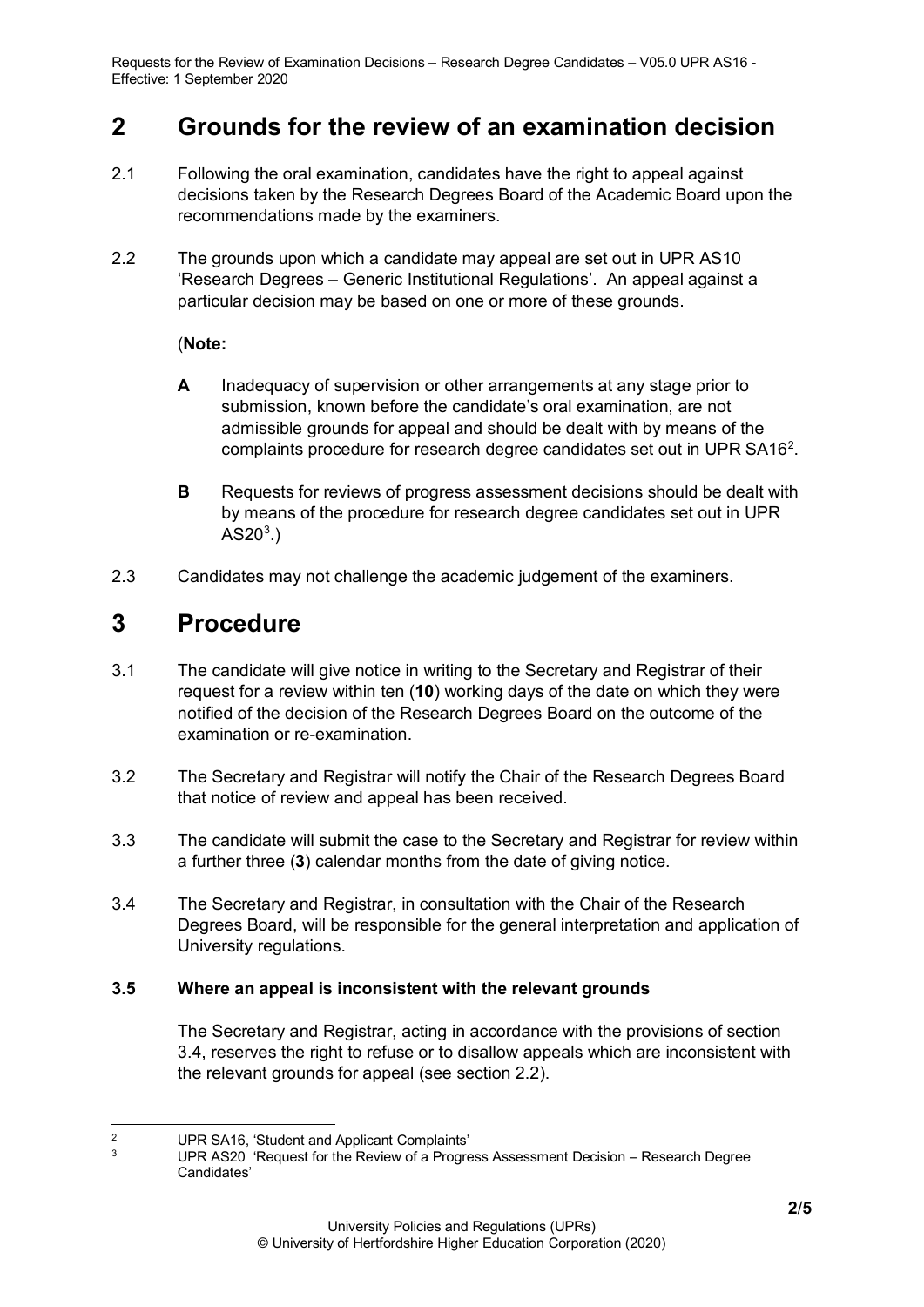## 2 Grounds for the review of an examination decision

2.1 Following the oral examination, candidates have the right to appeal against decisions taken by the Research Degrees Board of the Academic Board upon the recommendations made by the examiners.

2.2 The grounds upon which a candidate may appeal are set out in UPR AS10 'Research Degrees – Generic Institutional Regulations'. An appeal against a particular decision may be based on one or more of these grounds.

(**Note:**

**A** Inadequacy of supervision or other arrangements at any stage prior to submission, known before the candidate's oral examination, are not admissible grounds for appeal and should be dealt with by means of the complaints procedure for research degree candidates set out in UPR SA16[2].

**B** Requests for reviews of progress assessment decisions should be dealt with by means of the procedure for research degree candidates set out in UPR AS20[3].)

2.3 Candidates may not challenge the academic judgement of the examiners.

## 3 Procedure

3.1 The candidate will give notice in writing to the Secretary and Registrar of their request for a review within ten (**10**) working days of the date on which they were notified of the decision of the Research Degrees Board on the outcome of the examination or re-examination.

3.2 The Secretary and Registrar will notify the Chair of the Research Degrees Board that notice of review and appeal has been received.

3.3 The candidate will submit the case to the Secretary and Registrar for review within a further three (**3**) calendar months from the date of giving notice.

3.4 The Secretary and Registrar, in consultation with the Chair of the Research Degrees Board, will be responsible for the general interpretation and application of University regulations.

### 3.5 Where an appeal is inconsistent with the relevant grounds

The Secretary and Registrar, acting in accordance with the provisions of section 3.4, reserves the right to refuse or to disallow appeals which are inconsistent with the relevant grounds for appeal (see section 2.2).

---

[2] UPR SA16, 'Student and Applicant Complaints'

[3] UPR AS20 'Request for the Review of a Progress Assessment Decision – Research Degree Candidates'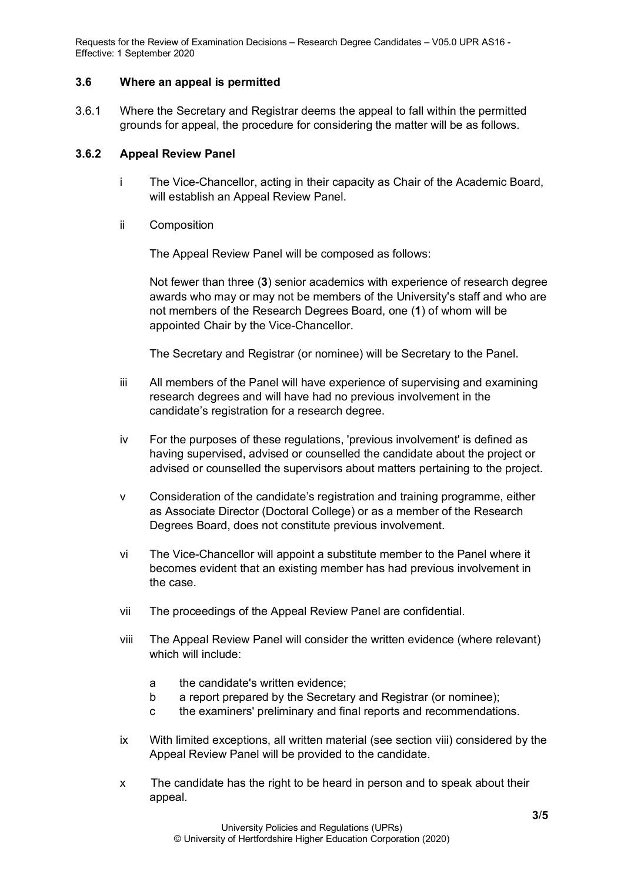### 3.6 Where an appeal is permitted

3.6.1 Where the Secretary and Registrar deems the appeal to fall within the permitted grounds for appeal, the procedure for considering the matter will be as follows.

#### 3.6.2 Appeal Review Panel

i The Vice-Chancellor, acting in their capacity as Chair of the Academic Board, will establish an Appeal Review Panel.

ii Composition

The Appeal Review Panel will be composed as follows:

Not fewer than three (**3**) senior academics with experience of research degree awards who may or may not be members of the University's staff and who are not members of the Research Degrees Board, one (**1**) of whom will be appointed Chair by the Vice-Chancellor.

The Secretary and Registrar (or nominee) will be Secretary to the Panel.

iii All members of the Panel will have experience of supervising and examining research degrees and will have had no previous involvement in the candidate's registration for a research degree.

iv For the purposes of these regulations, 'previous involvement' is defined as having supervised, advised or counselled the candidate about the project or advised or counselled the supervisors about matters pertaining to the project.

v Consideration of the candidate's registration and training programme, either as Associate Director (Doctoral College) or as a member of the Research Degrees Board, does not constitute previous involvement.

vi The Vice-Chancellor will appoint a substitute member to the Panel where it becomes evident that an existing member has had previous involvement in the case.

vii The proceedings of the Appeal Review Panel are confidential.

viii The Appeal Review Panel will consider the written evidence (where relevant) which will include:

a the candidate's written evidence;
b a report prepared by the Secretary and Registrar (or nominee);
c the examiners' preliminary and final reports and recommendations.

ix With limited exceptions, all written material (see section viii) considered by the Appeal Review Panel will be provided to the candidate.

x The candidate has the right to be heard in person and to speak about their appeal.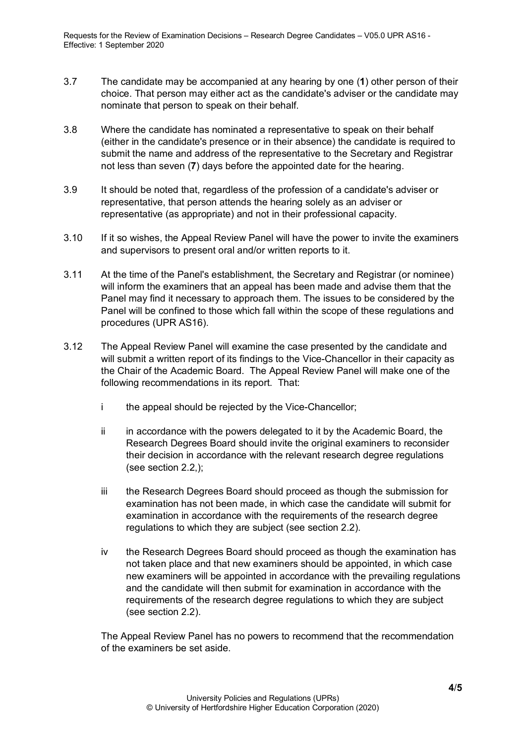3.7 The candidate may be accompanied at any hearing by one (**1**) other person of their choice. That person may either act as the candidate's adviser or the candidate may nominate that person to speak on their behalf.

3.8 Where the candidate has nominated a representative to speak on their behalf (either in the candidate's presence or in their absence) the candidate is required to submit the name and address of the representative to the Secretary and Registrar not less than seven (**7**) days before the appointed date for the hearing.

3.9 It should be noted that, regardless of the profession of a candidate's adviser or representative, that person attends the hearing solely as an adviser or representative (as appropriate) and not in their professional capacity.

3.10 If it so wishes, the Appeal Review Panel will have the power to invite the examiners and supervisors to present oral and/or written reports to it.

3.11 At the time of the Panel's establishment, the Secretary and Registrar (or nominee) will inform the examiners that an appeal has been made and advise them that the Panel may find it necessary to approach them. The issues to be considered by the Panel will be confined to those which fall within the scope of these regulations and procedures (UPR AS16).

3.12 The Appeal Review Panel will examine the case presented by the candidate and will submit a written report of its findings to the Vice-Chancellor in their capacity as the Chair of the Academic Board. The Appeal Review Panel will make one of the following recommendations in its report. That:

- i the appeal should be rejected by the Vice-Chancellor;

- ii in accordance with the powers delegated to it by the Academic Board, the Research Degrees Board should invite the original examiners to reconsider their decision in accordance with the relevant research degree regulations (see section 2.2,);

- iii the Research Degrees Board should proceed as though the submission for examination has not been made, in which case the candidate will submit for examination in accordance with the requirements of the research degree regulations to which they are subject (see section 2.2).

- iv the Research Degrees Board should proceed as though the examination has not taken place and that new examiners should be appointed, in which case new examiners will be appointed in accordance with the prevailing regulations and the candidate will then submit for examination in accordance with the requirements of the research degree regulations to which they are subject (see section 2.2).

The Appeal Review Panel has no powers to recommend that the recommendation of the examiners be set aside.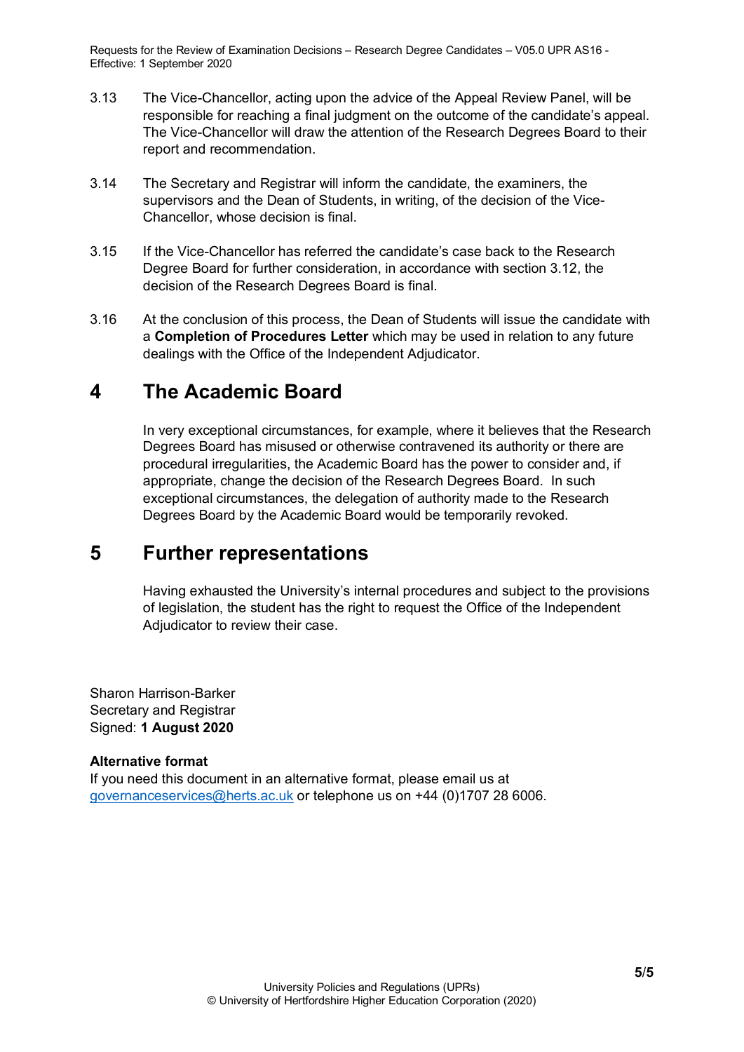3.13 The Vice-Chancellor, acting upon the advice of the Appeal Review Panel, will be responsible for reaching a final judgment on the outcome of the candidate's appeal. The Vice-Chancellor will draw the attention of the Research Degrees Board to their report and recommendation.

3.14 The Secretary and Registrar will inform the candidate, the examiners, the supervisors and the Dean of Students, in writing, of the decision of the Vice-Chancellor, whose decision is final.

3.15 If the Vice-Chancellor has referred the candidate's case back to the Research Degree Board for further consideration, in accordance with section 3.12, the decision of the Research Degrees Board is final.

3.16 At the conclusion of this process, the Dean of Students will issue the candidate with a **Completion of Procedures Letter** which may be used in relation to any future dealings with the Office of the Independent Adjudicator.

# 4 The Academic Board

In very exceptional circumstances, for example, where it believes that the Research Degrees Board has misused or otherwise contravened its authority or there are procedural irregularities, the Academic Board has the power to consider and, if appropriate, change the decision of the Research Degrees Board. In such exceptional circumstances, the delegation of authority made to the Research Degrees Board by the Academic Board would be temporarily revoked.

# 5 Further representations

Having exhausted the University's internal procedures and subject to the provisions of legislation, the student has the right to request the Office of the Independent Adjudicator to review their case.

Sharon Harrison-Barker
Secretary and Registrar
Signed: **1 August 2020**

**Alternative format**
If you need this document in an alternative format, please email us at governanceservices@herts.ac.uk or telephone us on +44 (0)1707 28 6006.